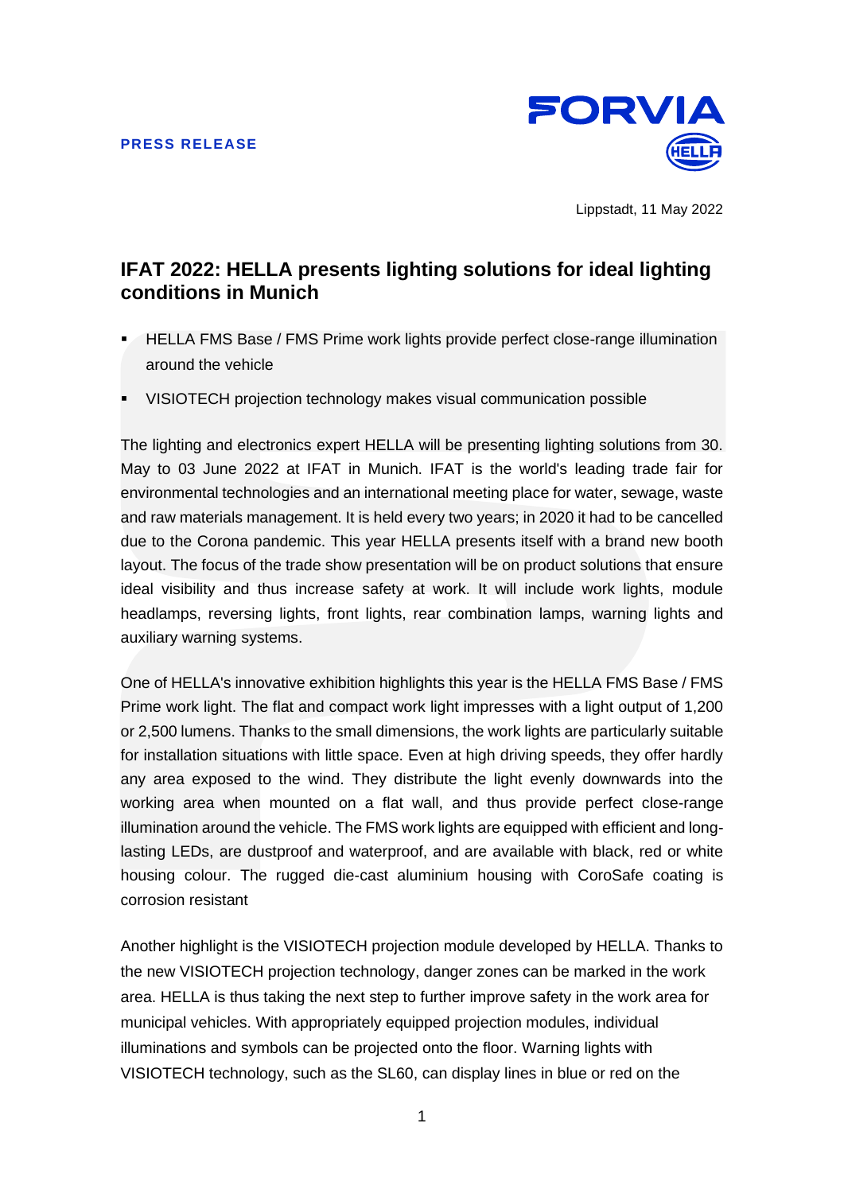**PRESS RELEASE**

FORVIA HELLA

Lippstadt, 11 May 2022

# IFAT 2022: HELLA presents lighting solutions for ideal lighting conditions in Munich

- HELLA FMS Base / FMS Prime work lights provide perfect close-range illumination around the vehicle
- VISIOTECH projection technology makes visual communication possible

The lighting and electronics expert HELLA will be presenting lighting solutions from 30. May to 03 June 2022 at IFAT in Munich. IFAT is the world's leading trade fair for environmental technologies and an international meeting place for water, sewage, waste and raw materials management. It is held every two years; in 2020 it had to be cancelled due to the Corona pandemic. This year HELLA presents itself with a brand new booth layout. The focus of the trade show presentation will be on product solutions that ensure ideal visibility and thus increase safety at work. It will include work lights, module headlamps, reversing lights, front lights, rear combination lamps, warning lights and auxiliary warning systems.

One of HELLA's innovative exhibition highlights this year is the HELLA FMS Base / FMS Prime work light. The flat and compact work light impresses with a light output of 1,200 or 2,500 lumens. Thanks to the small dimensions, the work lights are particularly suitable for installation situations with little space. Even at high driving speeds, they offer hardly any area exposed to the wind. They distribute the light evenly downwards into the working area when mounted on a flat wall, and thus provide perfect close-range illumination around the vehicle. The FMS work lights are equipped with efficient and long-lasting LEDs, are dustproof and waterproof, and are available with black, red or white housing colour. The rugged die-cast aluminium housing with CoroSafe coating is corrosion resistant

Another highlight is the VISIOTECH projection module developed by HELLA. Thanks to the new VISIOTECH projection technology, danger zones can be marked in the work area. HELLA is thus taking the next step to further improve safety in the work area for municipal vehicles. With appropriately equipped projection modules, individual illuminations and symbols can be projected onto the floor. Warning lights with VISIOTECH technology, such as the SL60, can display lines in blue or red on the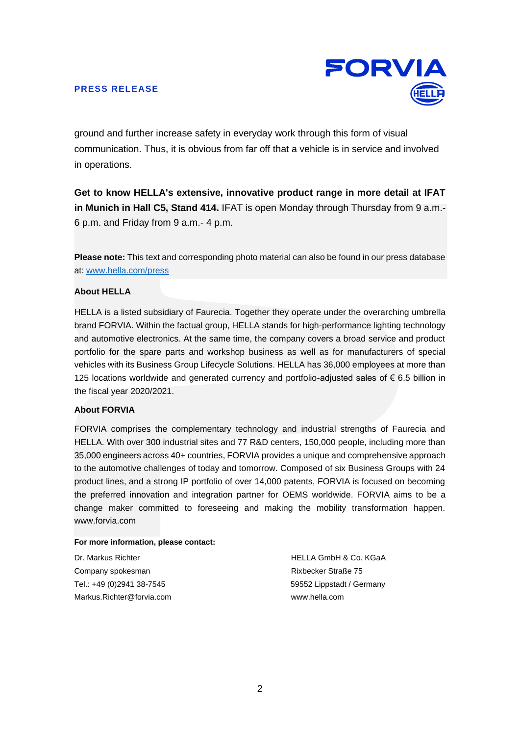ground and further increase safety in everyday work through this form of visual communication. Thus, it is obvious from far off that a vehicle is in service and involved in operations.

**Get to know HELLA's extensive, innovative product range in more detail at IFAT in Munich in Hall C5, Stand 414.** IFAT is open Monday through Thursday from 9 a.m.- 6 p.m. and Friday from 9 a.m.- 4 p.m.

**Please note:** This text and corresponding photo material can also be found in our press database at: [www.hella.com/press](http://www.hella.com/press)

**About HELLA**

HELLA is a listed subsidiary of Faurecia. Together they operate under the overarching umbrella brand FORVIA. Within the factual group, HELLA stands for high-performance lighting technology and automotive electronics. At the same time, the company covers a broad service and product portfolio for the spare parts and workshop business as well as for manufacturers of special vehicles with its Business Group Lifecycle Solutions. HELLA has 36,000 employees at more than 125 locations worldwide and generated currency and portfolio-adjusted sales of € 6.5 billion in the fiscal year 2020/2021.

**About FORVIA**

FORVIA comprises the complementary technology and industrial strengths of Faurecia and HELLA. With over 300 industrial sites and 77 R&D centers, 150,000 people, including more than 35,000 engineers across 40+ countries, FORVIA provides a unique and comprehensive approach to the automotive challenges of today and tomorrow. Composed of six Business Groups with 24 product lines, and a strong IP portfolio of over 14,000 patents, FORVIA is focused on becoming the preferred innovation and integration partner for OEMS worldwide. FORVIA aims to be a change maker committed to foreseeing and making the mobility transformation happen. www.forvia.com

**For more information, please contact:**

Dr. Markus Richter
Company spokesman
Tel.: +49 (0)2941 38-7545
Markus.Richter@forvia.com

HELLA GmbH & Co. KGaA
Rixbecker Straße 75
59552 Lippstadt / Germany
www.hella.com